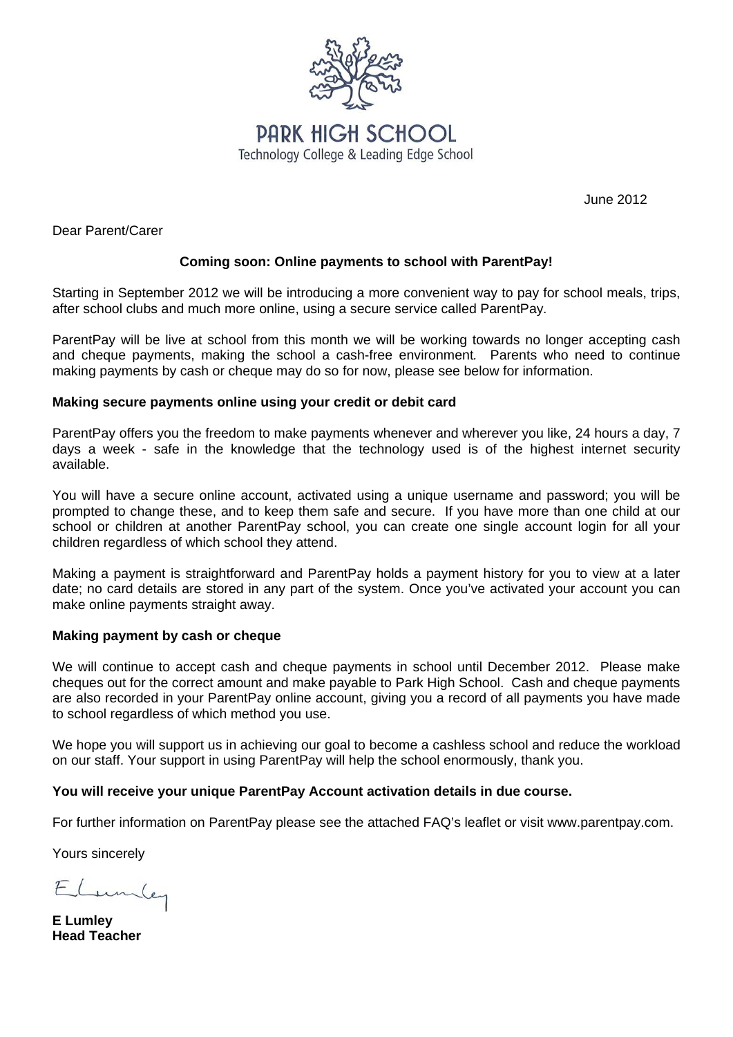# PARK HIGH SCHOOL

Technology College & Leading Edge School

June 2012

Dear Parent/Carer

**Coming soon: Online payments to school with ParentPay!**

Starting in September 2012 we will be introducing a more convenient way to pay for school meals, trips, after school clubs and much more online, using a secure service called ParentPay.

ParentPay will be live at school from this month we will be working towards no longer accepting cash and cheque payments, making the school a cash-free environment. Parents who need to continue making payments by cash or cheque may do so for now, please see below for information.

**Making secure payments online using your credit or debit card**

ParentPay offers you the freedom to make payments whenever and wherever you like, 24 hours a day, 7 days a week - safe in the knowledge that the technology used is of the highest internet security available.

You will have a secure online account, activated using a unique username and password; you will be prompted to change these, and to keep them safe and secure. If you have more than one child at our school or children at another ParentPay school, you can create one single account login for all your children regardless of which school they attend.

Making a payment is straightforward and ParentPay holds a payment history for you to view at a later date; no card details are stored in any part of the system. Once you've activated your account you can make online payments straight away.

**Making payment by cash or cheque**

We will continue to accept cash and cheque payments in school until December 2012. Please make cheques out for the correct amount and make payable to Park High School. Cash and cheque payments are also recorded in your ParentPay online account, giving you a record of all payments you have made to school regardless of which method you use.

We hope you will support us in achieving our goal to become a cashless school and reduce the workload on our staff. Your support in using ParentPay will help the school enormously, thank you.

**You will receive your unique ParentPay Account activation details in due course.**

For further information on ParentPay please see the attached FAQ's leaflet or visit www.parentpay.com.

Yours sincerely

E Lumley

**E Lumley**
**Head Teacher**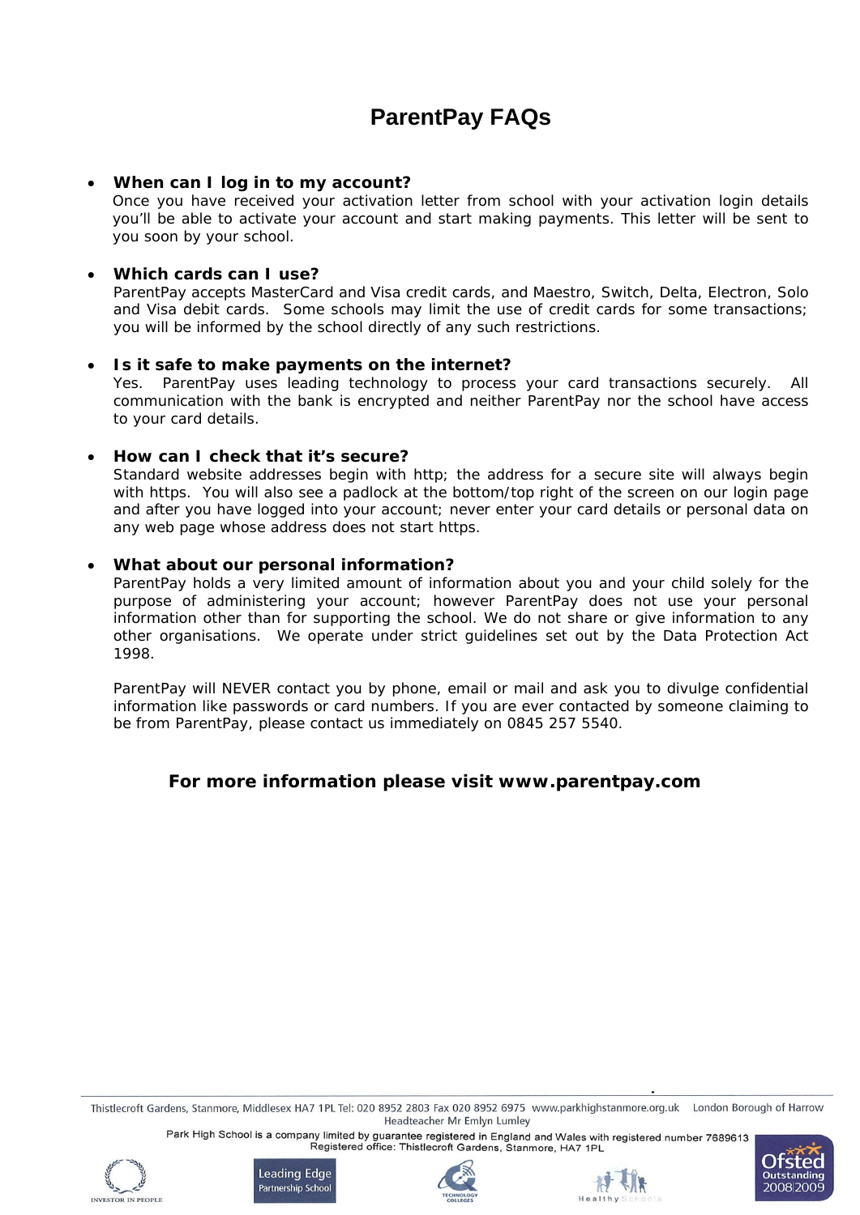# ParentPay FAQs

- **When can I log in to my account?**
  Once you have received your activation letter from school with your activation login details you'll be able to activate your account and start making payments. This letter will be sent to you soon by your school.

- **Which cards can I use?**
  ParentPay accepts MasterCard and Visa credit cards, and Maestro, Switch, Delta, Electron, Solo and Visa debit cards. Some schools may limit the use of credit cards for some transactions; you will be informed by the school directly of any such restrictions.

- **Is it safe to make payments on the internet?**
  Yes. ParentPay uses leading technology to process your card transactions securely. All communication with the bank is encrypted and neither ParentPay nor the school have access to your card details.

- **How can I check that it's secure?**
  Standard website addresses begin with http; the address for a secure site will always begin with https. You will also see a padlock at the bottom/top right of the screen on our login page and after you have logged into your account; never enter your card details or personal data on any web page whose address does not start https.

- **What about our personal information?**
  ParentPay holds a very limited amount of information about you and your child solely for the purpose of administering your account; however ParentPay does not use your personal information other than for supporting the school. We do not share or give information to any other organisations. We operate under strict guidelines set out by the Data Protection Act 1998.

  ParentPay will NEVER contact you by phone, email or mail and ask you to divulge confidential information like passwords or card numbers. If you are ever contacted by someone claiming to be from ParentPay, please contact us immediately on 0845 257 5540.

**For more information please visit www.parentpay.com**

Thistlecroft Gardens, Stanmore, Middlesex HA7 1PL Tel: 020 8952 2803 Fax 020 8952 6975 www.parkhighstanmore.org.uk London Borough of Harrow
Headteacher Mr Emlyn Lumley
Park High School is a company limited by guarantee registered in England and Wales with registered number 7689613
Registered office: Thistlecroft Gardens, Stanmore, HA7 1PL